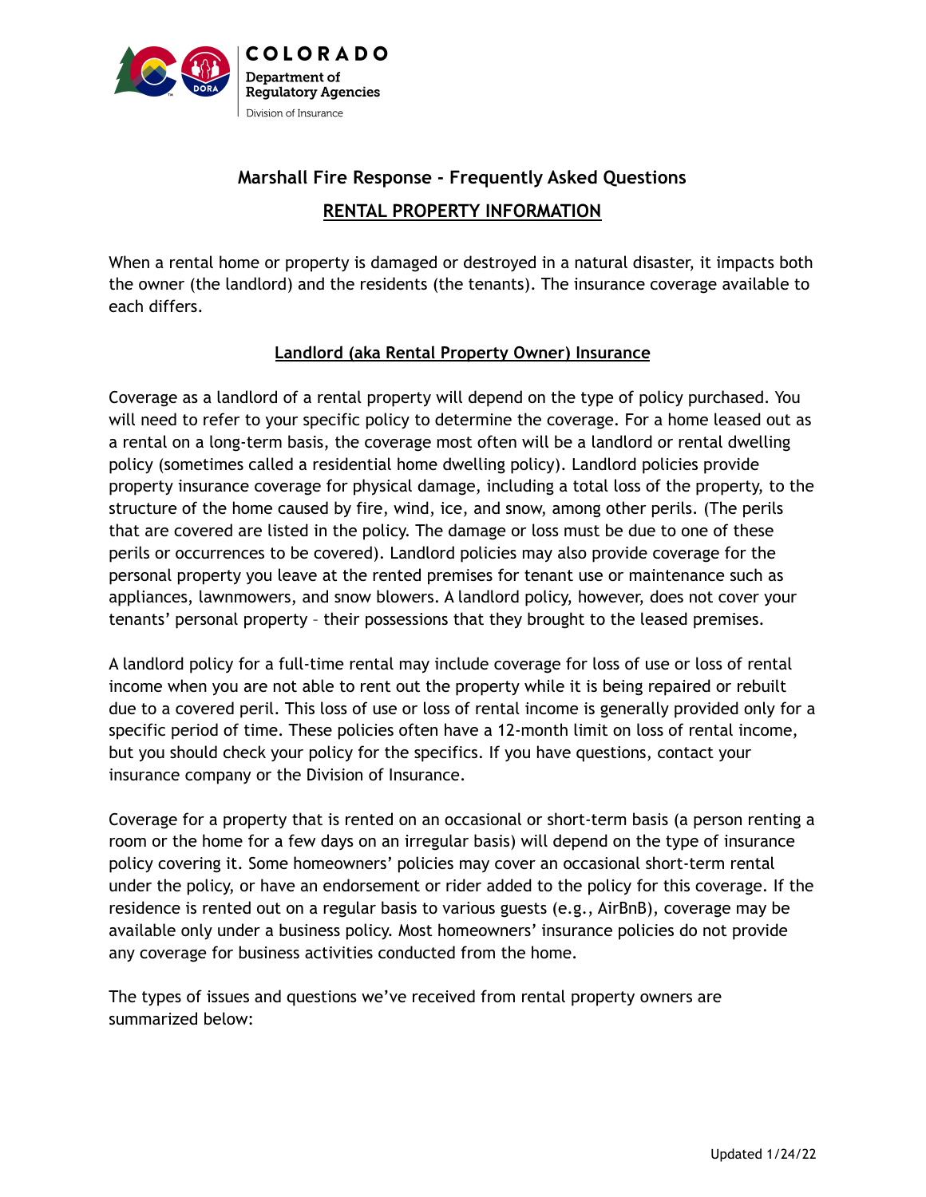COLORADO
Department of Regulatory Agencies
Division of Insurance

## Marshall Fire Response - Frequently Asked Questions

### RENTAL PROPERTY INFORMATION

When a rental home or property is damaged or destroyed in a natural disaster, it impacts both the owner (the landlord) and the residents (the tenants). The insurance coverage available to each differs.

### Landlord (aka Rental Property Owner) Insurance

Coverage as a landlord of a rental property will depend on the type of policy purchased. You will need to refer to your specific policy to determine the coverage. For a home leased out as a rental on a long-term basis, the coverage most often will be a landlord or rental dwelling policy (sometimes called a residential home dwelling policy). Landlord policies provide property insurance coverage for physical damage, including a total loss of the property, to the structure of the home caused by fire, wind, ice, and snow, among other perils. (The perils that are covered are listed in the policy. The damage or loss must be due to one of these perils or occurrences to be covered). Landlord policies may also provide coverage for the personal property you leave at the rented premises for tenant use or maintenance such as appliances, lawnmowers, and snow blowers. A landlord policy, however, does not cover your tenants' personal property – their possessions that they brought to the leased premises.

A landlord policy for a full-time rental may include coverage for loss of use or loss of rental income when you are not able to rent out the property while it is being repaired or rebuilt due to a covered peril. This loss of use or loss of rental income is generally provided only for a specific period of time. These policies often have a 12-month limit on loss of rental income, but you should check your policy for the specifics. If you have questions, contact your insurance company or the Division of Insurance.

Coverage for a property that is rented on an occasional or short-term basis (a person renting a room or the home for a few days on an irregular basis) will depend on the type of insurance policy covering it. Some homeowners' policies may cover an occasional short-term rental under the policy, or have an endorsement or rider added to the policy for this coverage. If the residence is rented out on a regular basis to various guests (e.g., AirBnB), coverage may be available only under a business policy. Most homeowners' insurance policies do not provide any coverage for business activities conducted from the home.

The types of issues and questions we've received from rental property owners are summarized below:

Updated 1/24/22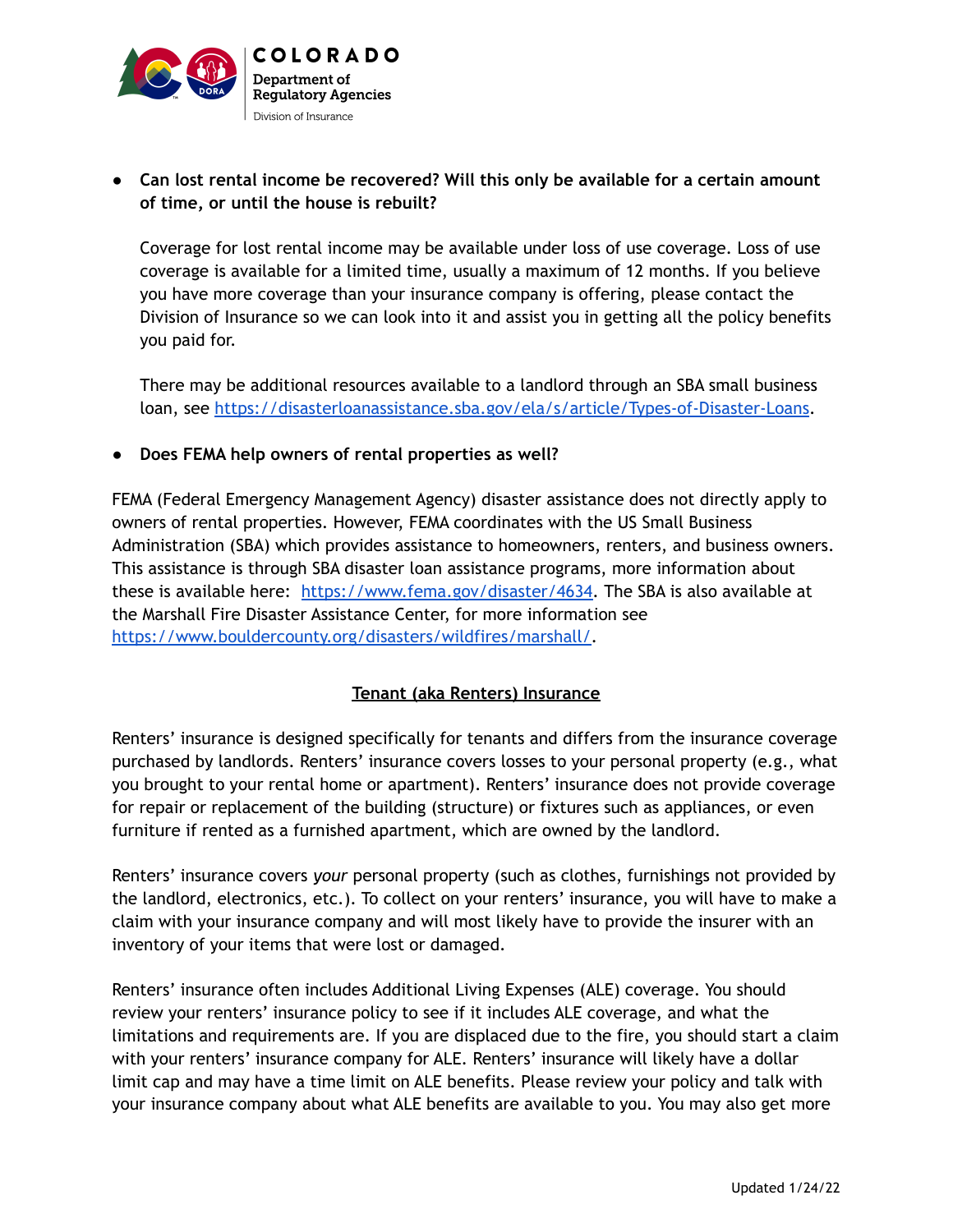- **Can lost rental income be recovered? Will this only be available for a certain amount of time, or until the house is rebuilt?**

  Coverage for lost rental income may be available under loss of use coverage. Loss of use coverage is available for a limited time, usually a maximum of 12 months. If you believe you have more coverage than your insurance company is offering, please contact the Division of Insurance so we can look into it and assist you in getting all the policy benefits you paid for.

  There may be additional resources available to a landlord through an SBA small business loan, see [https://disasterloanassistance.sba.gov/ela/s/article/Types-of-Disaster-Loans](https://disasterloanassistance.sba.gov/ela/s/article/Types-of-Disaster-Loans).

- **Does FEMA help owners of rental properties as well?**

FEMA (Federal Emergency Management Agency) disaster assistance does not directly apply to owners of rental properties. However, FEMA coordinates with the US Small Business Administration (SBA) which provides assistance to homeowners, renters, and business owners. This assistance is through SBA disaster loan assistance programs, more information about these is available here: [https://www.fema.gov/disaster/4634](https://www.fema.gov/disaster/4634). The SBA is also available at the Marshall Fire Disaster Assistance Center, for more information see [https://www.bouldercounty.org/disasters/wildfires/marshall/](https://www.bouldercounty.org/disasters/wildfires/marshall/).

## Tenant (aka Renters) Insurance

Renters' insurance is designed specifically for tenants and differs from the insurance coverage purchased by landlords. Renters' insurance covers losses to your personal property (e.g., what you brought to your rental home or apartment). Renters' insurance does not provide coverage for repair or replacement of the building (structure) or fixtures such as appliances, or even furniture if rented as a furnished apartment, which are owned by the landlord.

Renters' insurance covers *your* personal property (such as clothes, furnishings not provided by the landlord, electronics, etc.). To collect on your renters' insurance, you will have to make a claim with your insurance company and will most likely have to provide the insurer with an inventory of your items that were lost or damaged.

Renters' insurance often includes Additional Living Expenses (ALE) coverage. You should review your renters' insurance policy to see if it includes ALE coverage, and what the limitations and requirements are. If you are displaced due to the fire, you should start a claim with your renters' insurance company for ALE. Renters' insurance will likely have a dollar limit cap and may have a time limit on ALE benefits. Please review your policy and talk with your insurance company about what ALE benefits are available to you. You may also get more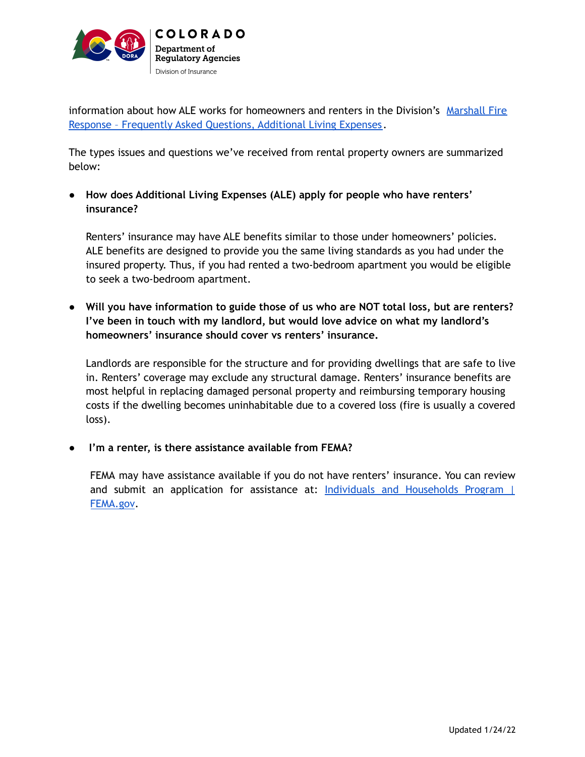information about how ALE works for homeowners and renters in the Division's [Marshall Fire Response – Frequently Asked Questions, Additional Living Expenses](#).

The types issues and questions we've received from rental property owners are summarized below:

- **How does Additional Living Expenses (ALE) apply for people who have renters' insurance?**

  Renters' insurance may have ALE benefits similar to those under homeowners' policies. ALE benefits are designed to provide you the same living standards as you had under the insured property. Thus, if you had rented a two-bedroom apartment you would be eligible to seek a two-bedroom apartment.

- **Will you have information to guide those of us who are NOT total loss, but are renters? I've been in touch with my landlord, but would love advice on what my landlord's homeowners' insurance should cover vs renters' insurance.**

  Landlords are responsible for the structure and for providing dwellings that are safe to live in. Renters' coverage may exclude any structural damage. Renters' insurance benefits are most helpful in replacing damaged personal property and reimbursing temporary housing costs if the dwelling becomes uninhabitable due to a covered loss (fire is usually a covered loss).

- **I'm a renter, is there assistance available from FEMA?**

  FEMA may have assistance available if you do not have renters' insurance. You can review and submit an application for assistance at: [Individuals and Households Program | FEMA.gov](#).

Updated 1/24/22